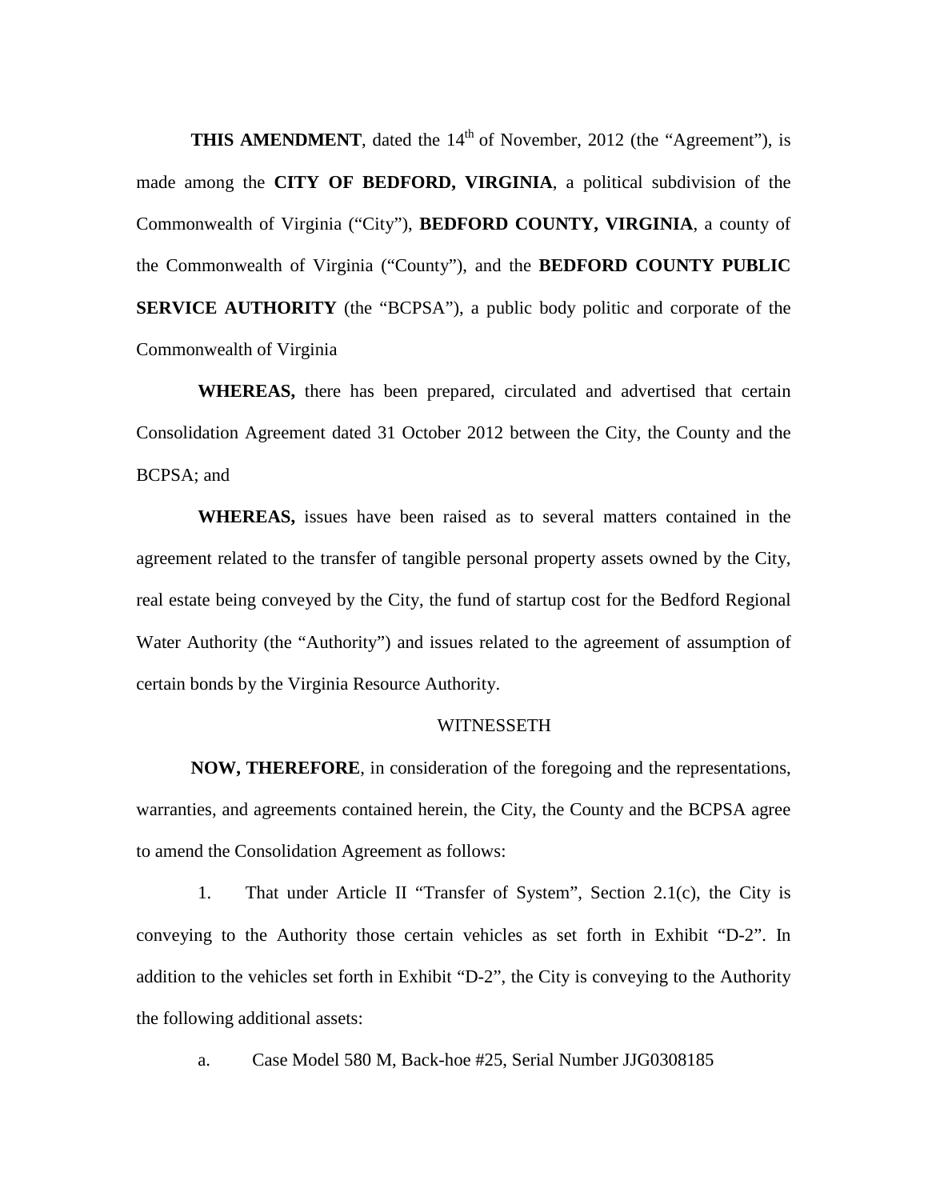**THIS AMENDMENT**, dated the 14th of November, 2012 (the "Agreement"), is made among the **CITY OF BEDFORD, VIRGINIA**, a political subdivision of the Commonwealth of Virginia ("City"), **BEDFORD COUNTY, VIRGINIA**, a county of the Commonwealth of Virginia ("County"), and the **BEDFORD COUNTY PUBLIC SERVICE AUTHORITY** (the "BCPSA"), a public body politic and corporate of the Commonwealth of Virginia

**WHEREAS,** there has been prepared, circulated and advertised that certain Consolidation Agreement dated 31 October 2012 between the City, the County and the BCPSA; and

**WHEREAS,** issues have been raised as to several matters contained in the agreement related to the transfer of tangible personal property assets owned by the City, real estate being conveyed by the City, the fund of startup cost for the Bedford Regional Water Authority (the "Authority") and issues related to the agreement of assumption of certain bonds by the Virginia Resource Authority.

WITNESSETH

**NOW, THEREFORE**, in consideration of the foregoing and the representations, warranties, and agreements contained herein, the City, the County and the BCPSA agree to amend the Consolidation Agreement as follows:

1. That under Article II "Transfer of System", Section 2.1(c), the City is conveying to the Authority those certain vehicles as set forth in Exhibit "D-2". In addition to the vehicles set forth in Exhibit "D-2", the City is conveying to the Authority the following additional assets:

   a. Case Model 580 M, Back-hoe #25, Serial Number JJG0308185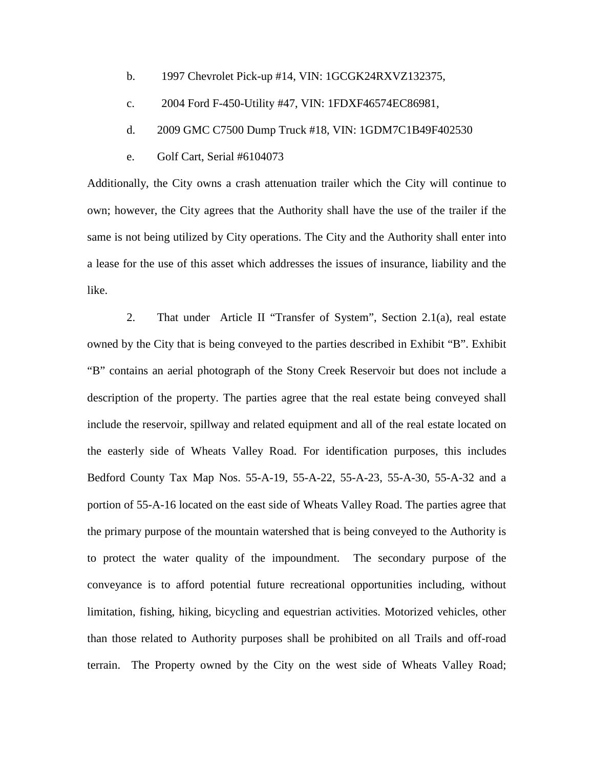b. 1997 Chevrolet Pick-up #14, VIN: 1GCGK24RXVZ132375,

c. 2004 Ford F-450-Utility #47, VIN: 1FDXF46574EC86981,

d. 2009 GMC C7500 Dump Truck #18, VIN: 1GDM7C1B49F402530

e. Golf Cart, Serial #6104073

Additionally, the City owns a crash attenuation trailer which the City will continue to own; however, the City agrees that the Authority shall have the use of the trailer if the same is not being utilized by City operations. The City and the Authority shall enter into a lease for the use of this asset which addresses the issues of insurance, liability and the like.

2. That under Article II "Transfer of System", Section 2.1(a), real estate owned by the City that is being conveyed to the parties described in Exhibit "B". Exhibit "B" contains an aerial photograph of the Stony Creek Reservoir but does not include a description of the property. The parties agree that the real estate being conveyed shall include the reservoir, spillway and related equipment and all of the real estate located on the easterly side of Wheats Valley Road. For identification purposes, this includes Bedford County Tax Map Nos. 55-A-19, 55-A-22, 55-A-23, 55-A-30, 55-A-32 and a portion of 55-A-16 located on the east side of Wheats Valley Road. The parties agree that the primary purpose of the mountain watershed that is being conveyed to the Authority is to protect the water quality of the impoundment. The secondary purpose of the conveyance is to afford potential future recreational opportunities including, without limitation, fishing, hiking, bicycling and equestrian activities. Motorized vehicles, other than those related to Authority purposes shall be prohibited on all Trails and off-road terrain. The Property owned by the City on the west side of Wheats Valley Road;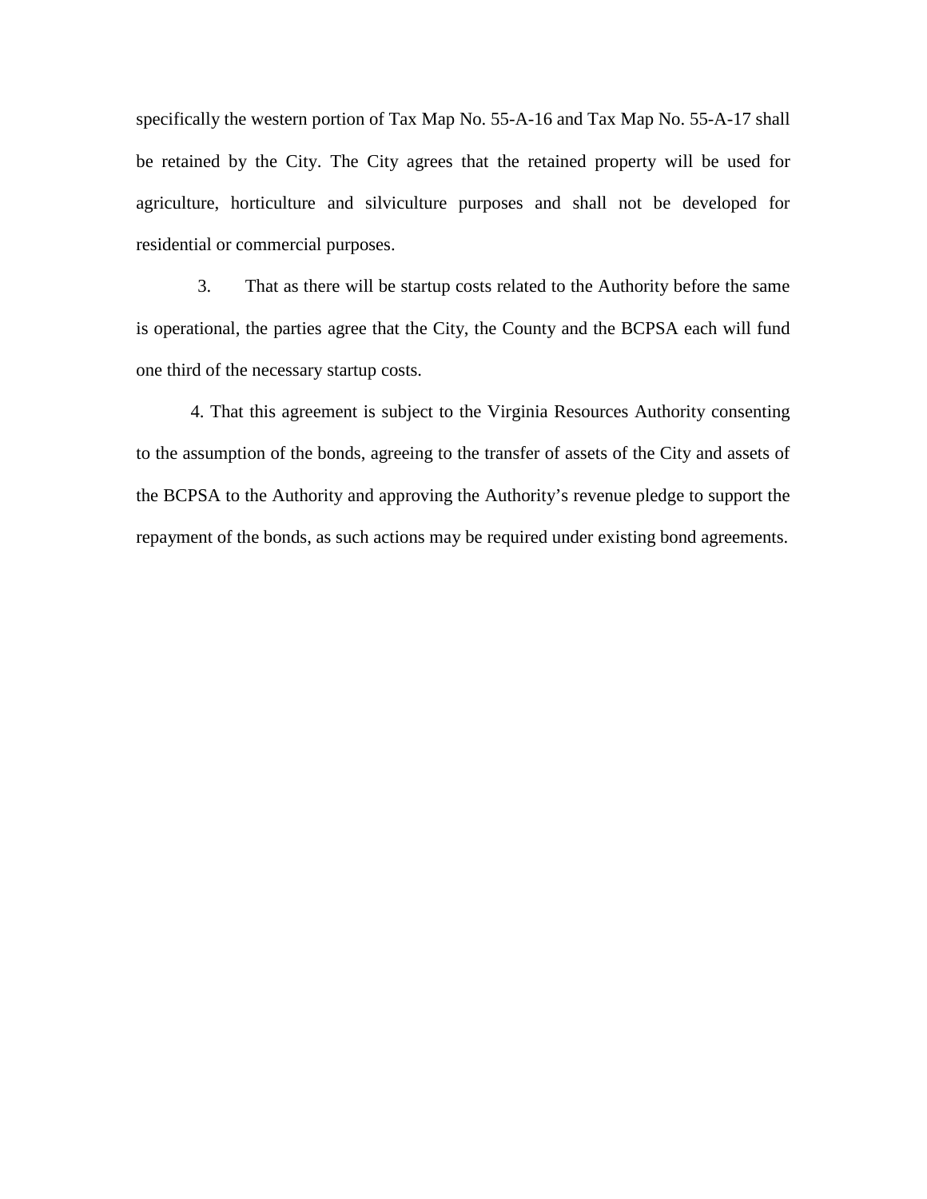specifically the western portion of Tax Map No. 55-A-16 and Tax Map No. 55-A-17 shall be retained by the City. The City agrees that the retained property will be used for agriculture, horticulture and silviculture purposes and shall not be developed for residential or commercial purposes.

3. That as there will be startup costs related to the Authority before the same is operational, the parties agree that the City, the County and the BCPSA each will fund one third of the necessary startup costs.

4. That this agreement is subject to the Virginia Resources Authority consenting to the assumption of the bonds, agreeing to the transfer of assets of the City and assets of the BCPSA to the Authority and approving the Authority's revenue pledge to support the repayment of the bonds, as such actions may be required under existing bond agreements.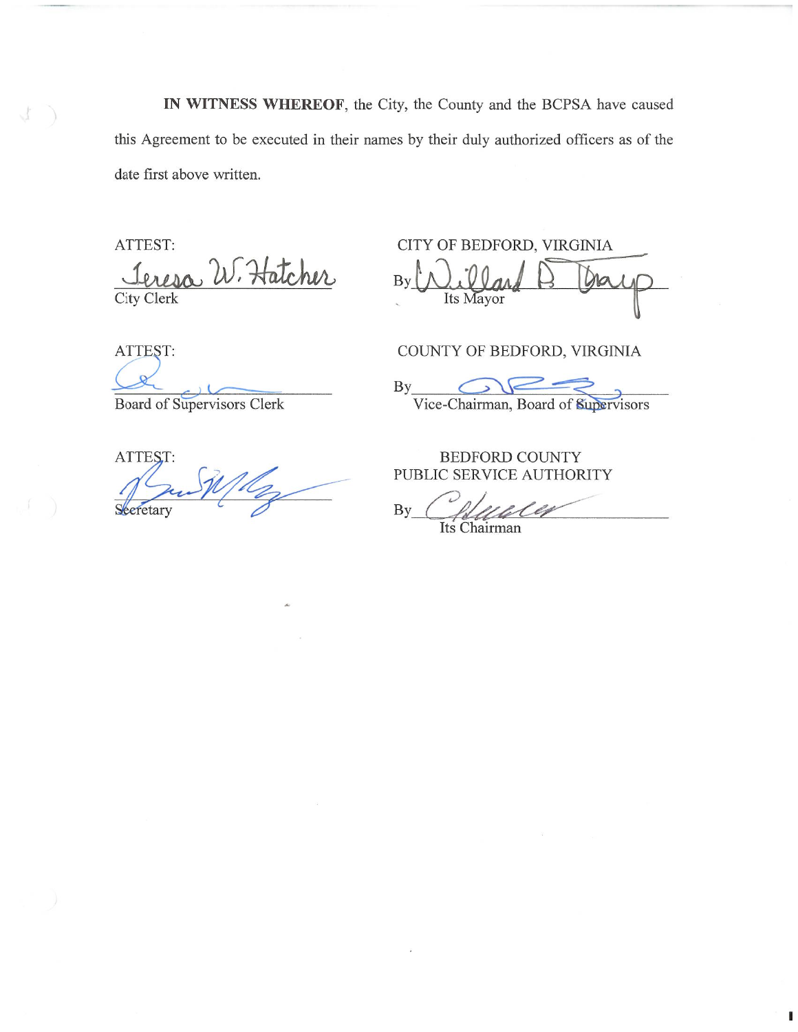**IN WITNESS WHEREOF**, the City, the County and the BCPSA have caused this Agreement to be executed in their names by their duly authorized officers as of the date first above written.

ATTEST:

Teresa W. Hatcher
City Clerk

CITY OF BEDFORD, VIRGINIA

By Willard D. Trapp
Its Mayor

ATTEST:

Board of Supervisors Clerk

COUNTY OF BEDFORD, VIRGINIA

By
Vice-Chairman, Board of Supervisors

ATTEST:

Secretary

BEDFORD COUNTY
PUBLIC SERVICE AUTHORITY

By
Its Chairman